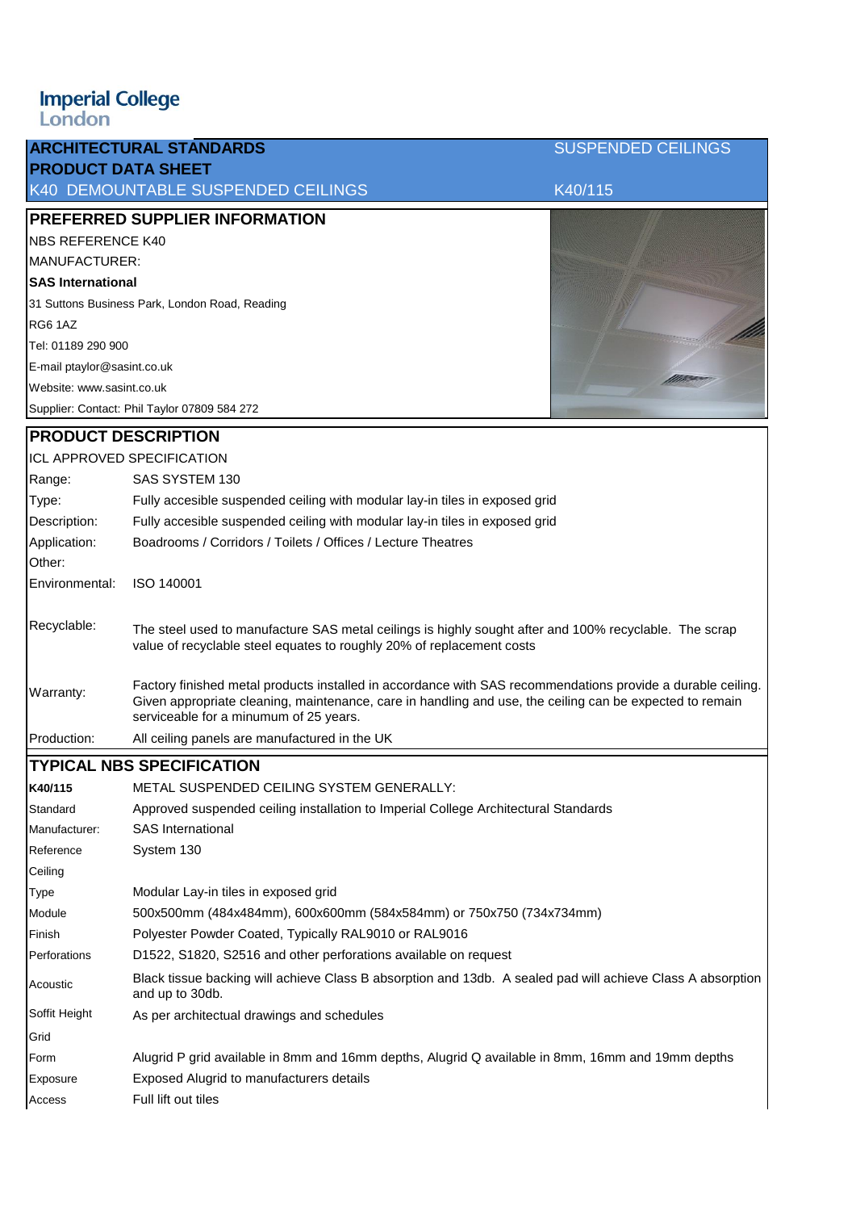**Imperial College London**

| **ARCHITECTURAL STANDARDS** | SUSPENDED CEILINGS |
|---|---|
| **PRODUCT DATA SHEET** | |
| K40 DEMOUNTABLE SUSPENDED CEILINGS | K40/115 |

## PREFERRED SUPPLIER INFORMATION

NBS REFERENCE K40

MANUFACTURER:

**SAS International**

31 Suttons Business Park, London Road, Reading

RG6 1AZ

Tel: 01189 290 900

E-mail ptaylor@sasint.co.uk

Website: www.sasint.co.uk

Supplier: Contact: Phil Taylor 07809 584 272

## PRODUCT DESCRIPTION

ICL APPROVED SPECIFICATION

| | |
|---|---|
| Range: | SAS SYSTEM 130 |
| Type: | Fully accesible suspended ceiling with modular lay-in tiles in exposed grid |
| Description: | Fully accesible suspended ceiling with modular lay-in tiles in exposed grid |
| Application: | Boadrooms / Corridors / Toilets / Offices / Lecture Theatres |
| Other: | |
| Environmental: | ISO 140001 |
| Recyclable: | The steel used to manufacture SAS metal ceilings is highly sought after and 100% recyclable. The scrap value of recyclable steel equates to roughly 20% of replacement costs |
| Warranty: | Factory finished metal products installed in accordance with SAS recommendations provide a durable ceiling. Given appropriate cleaning, maintenance, care in handling and use, the ceiling can be expected to remain serviceable for a minumum of 25 years. |
| Production: | All ceiling panels are manufactured in the UK |

## TYPICAL NBS SPECIFICATION

| | |
|---|---|
| **K40/115** | METAL SUSPENDED CEILING SYSTEM GENERALLY: |
| Standard | Approved suspended ceiling installation to Imperial College Architectural Standards |
| Manufacturer: | SAS International |
| Reference | System 130 |
| Ceiling | |
| Type | Modular Lay-in tiles in exposed grid |
| Module | 500x500mm (484x484mm), 600x600mm (584x584mm) or 750x750 (734x734mm) |
| Finish | Polyester Powder Coated, Typically RAL9010 or RAL9016 |
| Perforations | D1522, S1820, S2516 and other perforations available on request |
| Acoustic | Black tissue backing will achieve Class B absorption and 13db. A sealed pad will achieve Class A absorption and up to 30db. |
| Soffit Height | As per architectual drawings and schedules |
| Grid | |
| Form | Alugrid P grid available in 8mm and 16mm depths, Alugrid Q available in 8mm, 16mm and 19mm depths |
| Exposure | Exposed Alugrid to manufacturers details |
| Access | Full lift out tiles |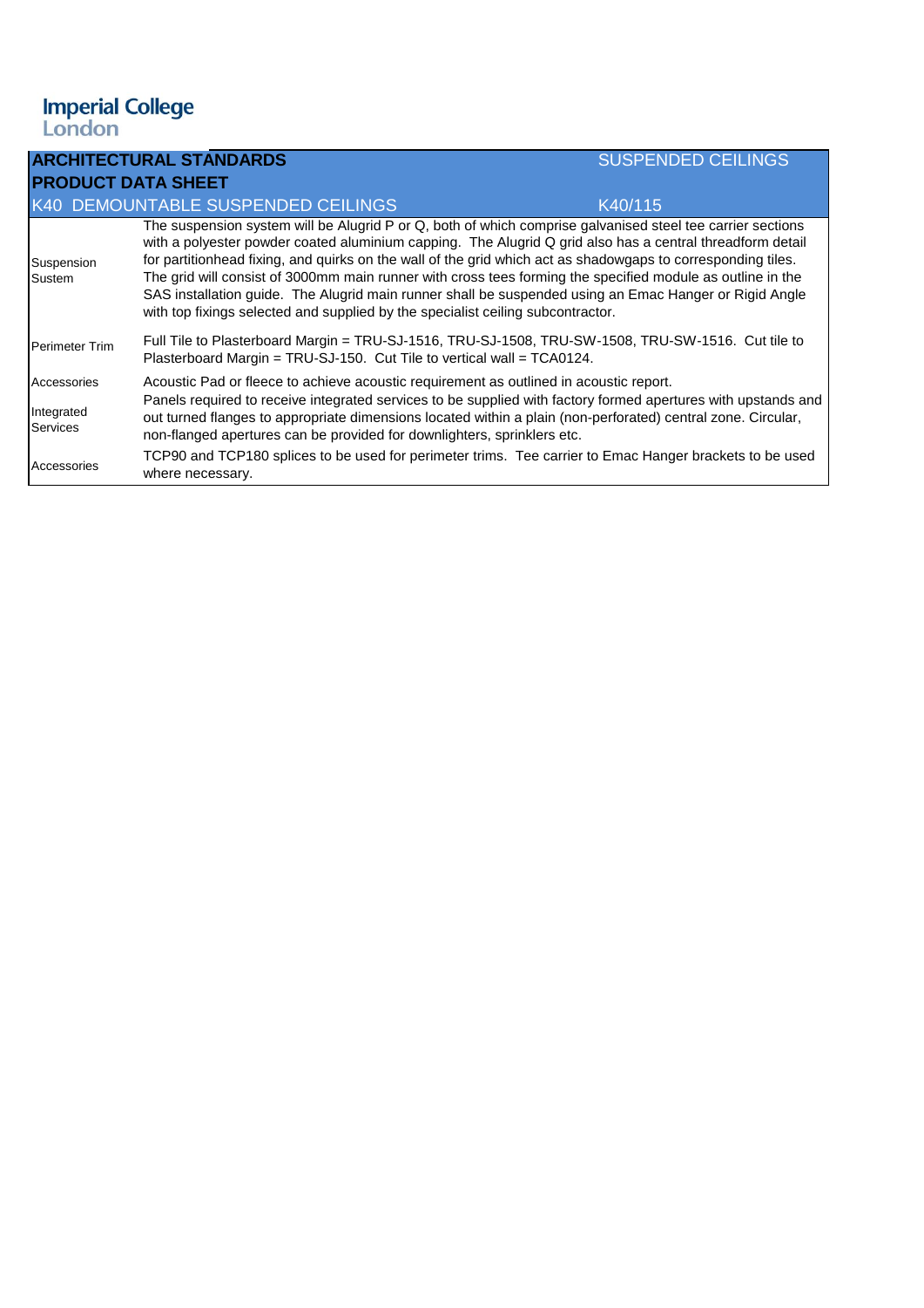**Imperial College London**

| | | |
|---|---|---|
| **ARCHITECTURAL STANDARDS** | | SUSPENDED CEILINGS |
| **PRODUCT DATA SHEET** | | |
| K40 DEMOUNTABLE SUSPENDED CEILINGS | | K40/115 |
| Suspension Sustem | The suspension system will be Alugrid P or Q, both of which comprise galvanised steel tee carrier sections with a polyester powder coated aluminium capping. The Alugrid Q grid also has a central threadform detail for partitionhead fixing, and quirks on the wall of the grid which act as shadowgaps to corresponding tiles. The grid will consist of 3000mm main runner with cross tees forming the specified module as outline in the SAS installation guide. The Alugrid main runner shall be suspended using an Emac Hanger or Rigid Angle with top fixings selected and supplied by the specialist ceiling subcontractor. | |
| Perimeter Trim | Full Tile to Plasterboard Margin = TRU-SJ-1516, TRU-SJ-1508, TRU-SW-1508, TRU-SW-1516. Cut tile to Plasterboard Margin = TRU-SJ-150. Cut Tile to vertical wall = TCA0124. | |
| Accessories | Acoustic Pad or fleece to achieve acoustic requirement as outlined in acoustic report. | |
| Integrated Services | Panels required to receive integrated services to be supplied with factory formed apertures with upstands and out turned flanges to appropriate dimensions located within a plain (non-perforated) central zone. Circular, non-flanged apertures can be provided for downlighters, sprinklers etc. | |
| Accessories | TCP90 and TCP180 splices to be used for perimeter trims. Tee carrier to Emac Hanger brackets to be used where necessary. | |